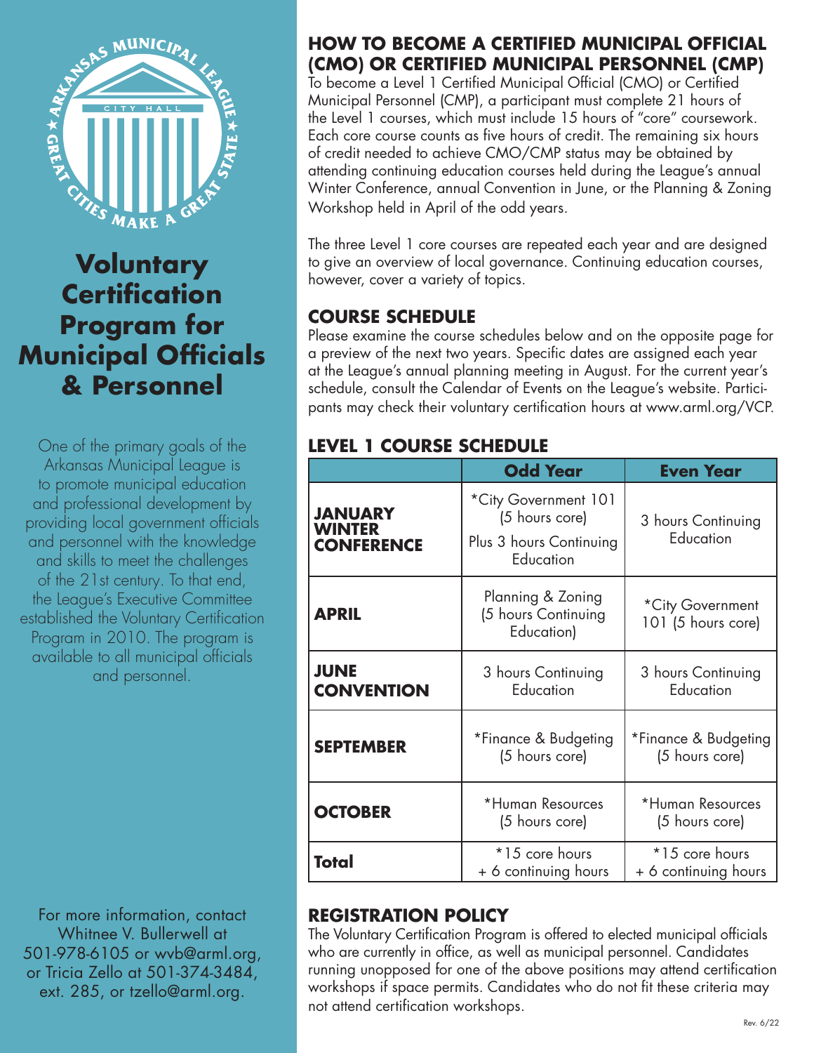# Voluntary Certification Program for Municipal Officials & Personnel

One of the primary goals of the Arkansas Municipal League is to promote municipal education and professional development by providing local government officials and personnel with the knowledge and skills to meet the challenges of the 21st century. To that end, the League's Executive Committee established the Voluntary Certification Program in 2010. The program is available to all municipal officials and personnel.

For more information, contact Whitnee V. Bullerwell at 501-978-6105 or wvb@arml.org, or Tricia Zello at 501-374-3484, ext. 285, or tzello@arml.org.

## HOW TO BECOME A CERTIFIED MUNICIPAL OFFICIAL (CMO) OR CERTIFIED MUNICIPAL PERSONNEL (CMP)

To become a Level 1 Certified Municipal Official (CMO) or Certified Municipal Personnel (CMP), a participant must complete 21 hours of the Level 1 courses, which must include 15 hours of "core" coursework. Each core course counts as five hours of credit. The remaining six hours of credit needed to achieve CMO/CMP status may be obtained by attending continuing education courses held during the League's annual Winter Conference, annual Convention in June, or the Planning & Zoning Workshop held in April of the odd years.

The three Level 1 core courses are repeated each year and are designed to give an overview of local governance. Continuing education courses, however, cover a variety of topics.

## COURSE SCHEDULE

Please examine the course schedules below and on the opposite page for a preview of the next two years. Specific dates are assigned each year at the League's annual planning meeting in August. For the current year's schedule, consult the Calendar of Events on the League's website. Participants may check their voluntary certification hours at www.arml.org/VCP.

## LEVEL 1 COURSE SCHEDULE

| | Odd Year | Even Year |
|---|---|---|
| **JANUARY WINTER CONFERENCE** | *City Government 101 (5 hours core) Plus 3 hours Continuing Education | 3 hours Continuing Education |
| **APRIL** | Planning & Zoning (5 hours Continuing Education) | *City Government 101 (5 hours core) |
| **JUNE CONVENTION** | 3 hours Continuing Education | 3 hours Continuing Education |
| **SEPTEMBER** | *Finance & Budgeting (5 hours core) | *Finance & Budgeting (5 hours core) |
| **OCTOBER** | *Human Resources (5 hours core) | *Human Resources (5 hours core) |
| **Total** | *15 core hours + 6 continuing hours | *15 core hours + 6 continuing hours |

## REGISTRATION POLICY

The Voluntary Certification Program is offered to elected municipal officials who are currently in office, as well as municipal personnel. Candidates running unopposed for one of the above positions may attend certification workshops if space permits. Candidates who do not fit these criteria may not attend certification workshops.

Rev. 6/22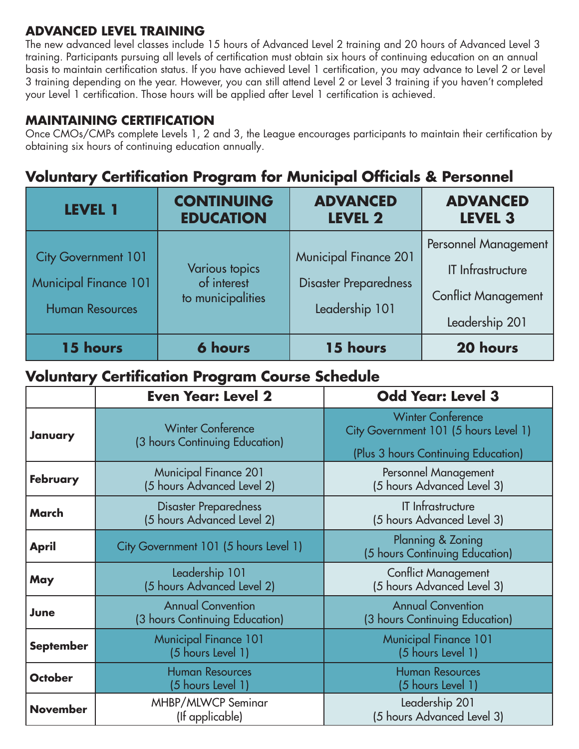## ADVANCED LEVEL TRAINING

The new advanced level classes include 15 hours of Advanced Level 2 training and 20 hours of Advanced Level 3 training. Participants pursuing all levels of certification must obtain six hours of continuing education on an annual basis to maintain certification status. If you have achieved Level 1 certification, you may advance to Level 2 or Level 3 training depending on the year. However, you can still attend Level 2 or Level 3 training if you haven't completed your Level 1 certification. Those hours will be applied after Level 1 certification is achieved.

## MAINTAINING CERTIFICATION

Once CMOs/CMPs complete Levels 1, 2 and 3, the League encourages participants to maintain their certification by obtaining six hours of continuing education annually.

## Voluntary Certification Program for Municipal Officials & Personnel

| LEVEL 1 | CONTINUING EDUCATION | ADVANCED LEVEL 2 | ADVANCED LEVEL 3 |
|---|---|---|---|
| City Government 101<br>Municipal Finance 101<br>Human Resources | Various topics of interest to municipalities | Municipal Finance 201<br>Disaster Preparedness<br>Leadership 101 | Personnel Management<br>IT Infrastructure<br>Conflict Management<br>Leadership 201 |
| **15 hours** | **6 hours** | **15 hours** | **20 hours** |

## Voluntary Certification Program Course Schedule

| | Even Year: Level 2 | Odd Year: Level 3 |
|---|---|---|
| **January** | Winter Conference (3 hours Continuing Education) | Winter Conference City Government 101 (5 hours Level 1) (Plus 3 hours Continuing Education) |
| **February** | Municipal Finance 201 (5 hours Advanced Level 2) | Personnel Management (5 hours Advanced Level 3) |
| **March** | Disaster Preparedness (5 hours Advanced Level 2) | IT Infrastructure (5 hours Advanced Level 3) |
| **April** | City Government 101 (5 hours Level 1) | Planning & Zoning (5 hours Continuing Education) |
| **May** | Leadership 101 (5 hours Advanced Level 2) | Conflict Management (5 hours Advanced Level 3) |
| **June** | Annual Convention (3 hours Continuing Education) | Annual Convention (3 hours Continuing Education) |
| **September** | Municipal Finance 101 (5 hours Level 1) | Municipal Finance 101 (5 hours Level 1) |
| **October** | Human Resources (5 hours Level 1) | Human Resources (5 hours Level 1) |
| **November** | MHBP/MLWCP Seminar (If applicable) | Leadership 201 (5 hours Advanced Level 3) |